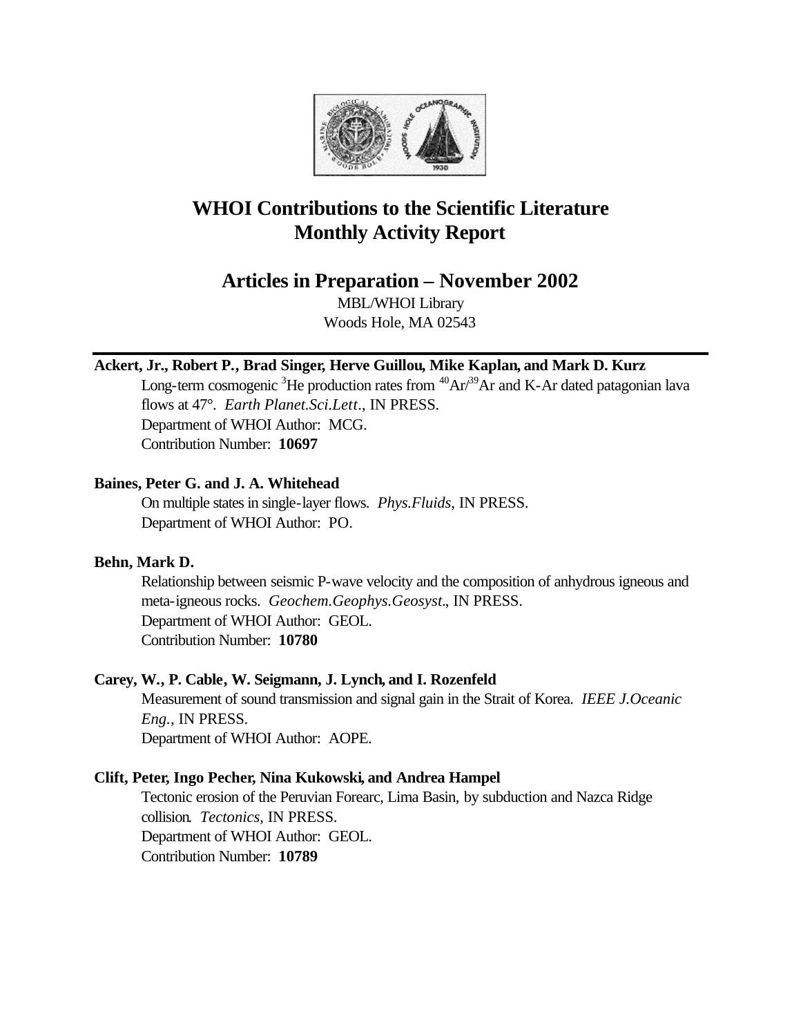# WHOI Contributions to the Scientific Literature
# Monthly Activity Report

## Articles in Preparation – November 2002

MBL/WHOI Library
Woods Hole, MA 02543

---

**Ackert, Jr., Robert P., Brad Singer, Herve Guillou, Mike Kaplan, and Mark D. Kurz**

Long-term cosmogenic $^{3}He$ production rates from $^{40}Ar/^{39}Ar$ and K-Ar dated patagonian lava flows at 47°. *Earth Planet.Sci.Lett.*, IN PRESS.
Department of WHOI Author: MCG.
Contribution Number: **10697**

**Baines, Peter G. and J. A. Whitehead**

On multiple states in single-layer flows. *Phys.Fluids*, IN PRESS.
Department of WHOI Author: PO.

**Behn, Mark D.**

Relationship between seismic P-wave velocity and the composition of anhydrous igneous and meta-igneous rocks. *Geochem.Geophys.Geosyst.*, IN PRESS.
Department of WHOI Author: GEOL.
Contribution Number: **10780**

**Carey, W., P. Cable, W. Seigmann, J. Lynch, and I. Rozenfeld**

Measurement of sound transmission and signal gain in the Strait of Korea. *IEEE J.Oceanic Eng.*, IN PRESS.
Department of WHOI Author: AOPE.

**Clift, Peter, Ingo Pecher, Nina Kukowski, and Andrea Hampel**

Tectonic erosion of the Peruvian Forearc, Lima Basin, by subduction and Nazca Ridge collision. *Tectonics*, IN PRESS.
Department of WHOI Author: GEOL.
Contribution Number: **10789**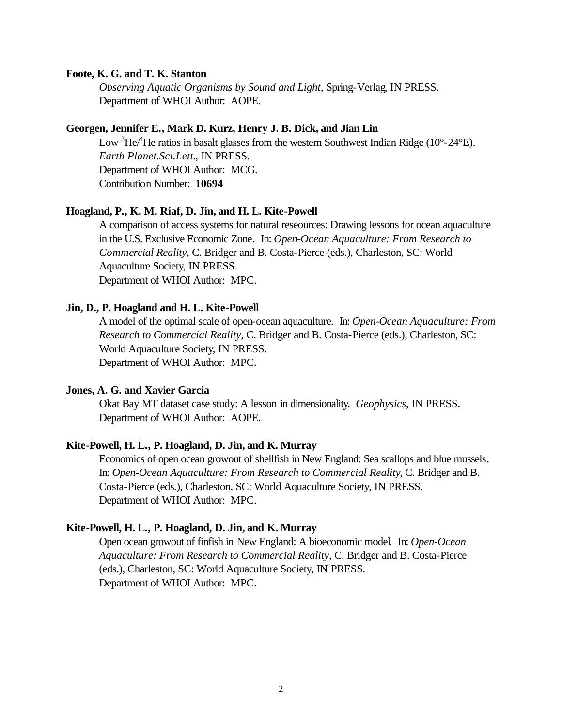**Foote, K. G. and T. K. Stanton**

*Observing Aquatic Organisms by Sound and Light,* Spring-Verlag, IN PRESS.
Department of WHOI Author: AOPE.

**Georgen, Jennifer E., Mark D. Kurz, Henry J. B. Dick, and Jian Lin**

Low $^{3}He/^{4}He$ ratios in basalt glasses from the western Southwest Indian Ridge (10°-24°E).
*Earth Planet.Sci.Lett.,* IN PRESS.
Department of WHOI Author: MCG.
Contribution Number: **10694**

**Hoagland, P., K. M. Riaf, D. Jin, and H. L. Kite-Powell**

A comparison of access systems for natural reseources: Drawing lessons for ocean aquaculture in the U.S. Exclusive Economic Zone. In: *Open-Ocean Aquaculture: From Research to Commercial Reality,* C. Bridger and B. Costa-Pierce (eds.), Charleston, SC: World Aquaculture Society, IN PRESS.
Department of WHOI Author: MPC.

**Jin, D., P. Hoagland and H. L. Kite-Powell**

A model of the optimal scale of open-ocean aquaculture. In: *Open-Ocean Aquaculture: From Research to Commercial Reality,* C. Bridger and B. Costa-Pierce (eds.), Charleston, SC: World Aquaculture Society, IN PRESS.
Department of WHOI Author: MPC.

**Jones, A. G. and Xavier Garcia**

Okat Bay MT dataset case study: A lesson in dimensionality. *Geophysics,* IN PRESS.
Department of WHOI Author: AOPE.

**Kite-Powell, H. L., P. Hoagland, D. Jin, and K. Murray**

Economics of open ocean growout of shellfish in New England: Sea scallops and blue mussels. In: *Open-Ocean Aquaculture: From Research to Commercial Reality,* C. Bridger and B. Costa-Pierce (eds.), Charleston, SC: World Aquaculture Society, IN PRESS.
Department of WHOI Author: MPC.

**Kite-Powell, H. L., P. Hoagland, D. Jin, and K. Murray**

Open ocean growout of finfish in New England: A bioeconomic model. In: *Open-Ocean Aquaculture: From Research to Commercial Reality,* C. Bridger and B. Costa-Pierce (eds.), Charleston, SC: World Aquaculture Society, IN PRESS.
Department of WHOI Author: MPC.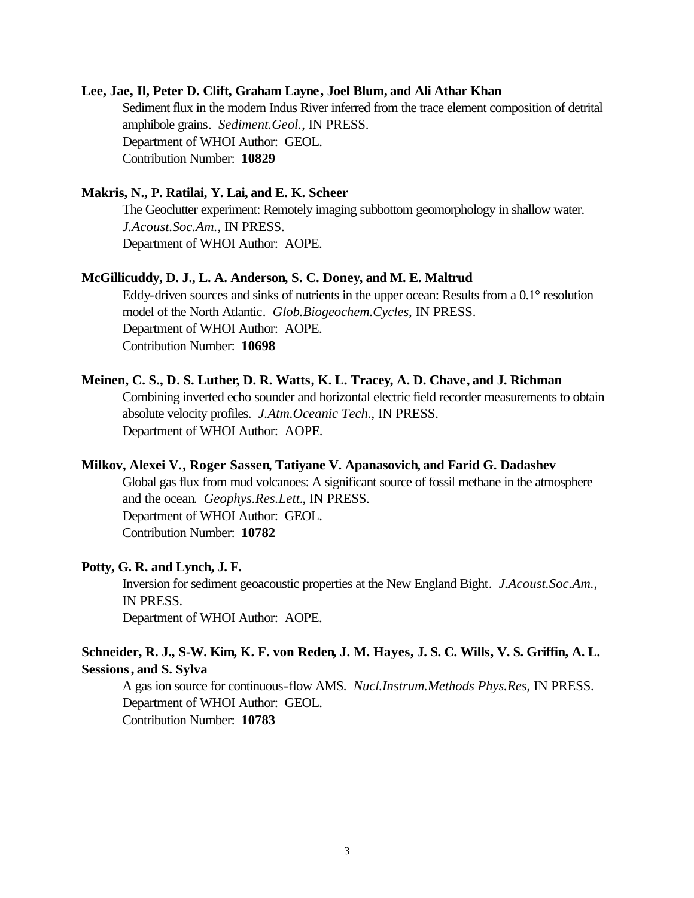**Lee, Jae, Il, Peter D. Clift, Graham Layne, Joel Blum, and Ali Athar Khan**

Sediment flux in the modern Indus River inferred from the trace element composition of detrital amphibole grains. *Sediment.Geol.*, IN PRESS.
Department of WHOI Author: GEOL.
Contribution Number: **10829**

**Makris, N., P. Ratilai, Y. Lai, and E. K. Scheer**

The Geoclutter experiment: Remotely imaging subbottom geomorphology in shallow water. *J.Acoust.Soc.Am.*, IN PRESS.
Department of WHOI Author: AOPE.

**McGillicuddy, D. J., L. A. Anderson, S. C. Doney, and M. E. Maltrud**

Eddy-driven sources and sinks of nutrients in the upper ocean: Results from a 0.1° resolution model of the North Atlantic. *Glob.Biogeochem.Cycles*, IN PRESS.
Department of WHOI Author: AOPE.
Contribution Number: **10698**

**Meinen, C. S., D. S. Luther, D. R. Watts, K. L. Tracey, A. D. Chave, and J. Richman**

Combining inverted echo sounder and horizontal electric field recorder measurements to obtain absolute velocity profiles. *J.Atm.Oceanic Tech.*, IN PRESS.
Department of WHOI Author: AOPE.

**Milkov, Alexei V., Roger Sassen, Tatiyane V. Apanasovich, and Farid G. Dadashev**

Global gas flux from mud volcanoes: A significant source of fossil methane in the atmosphere and the ocean. *Geophys.Res.Lett.*, IN PRESS.
Department of WHOI Author: GEOL.
Contribution Number: **10782**

**Potty, G. R. and Lynch, J. F.**

Inversion for sediment geoacoustic properties at the New England Bight. *J.Acoust.Soc.Am.*, IN PRESS.
Department of WHOI Author: AOPE.

**Schneider, R. J., S-W. Kim, K. F. von Reden, J. M. Hayes, J. S. C. Wills, V. S. Griffin, A. L. Sessions, and S. Sylva**

A gas ion source for continuous-flow AMS. *Nucl.Instrum.Methods Phys.Res*, IN PRESS.
Department of WHOI Author: GEOL.
Contribution Number: **10783**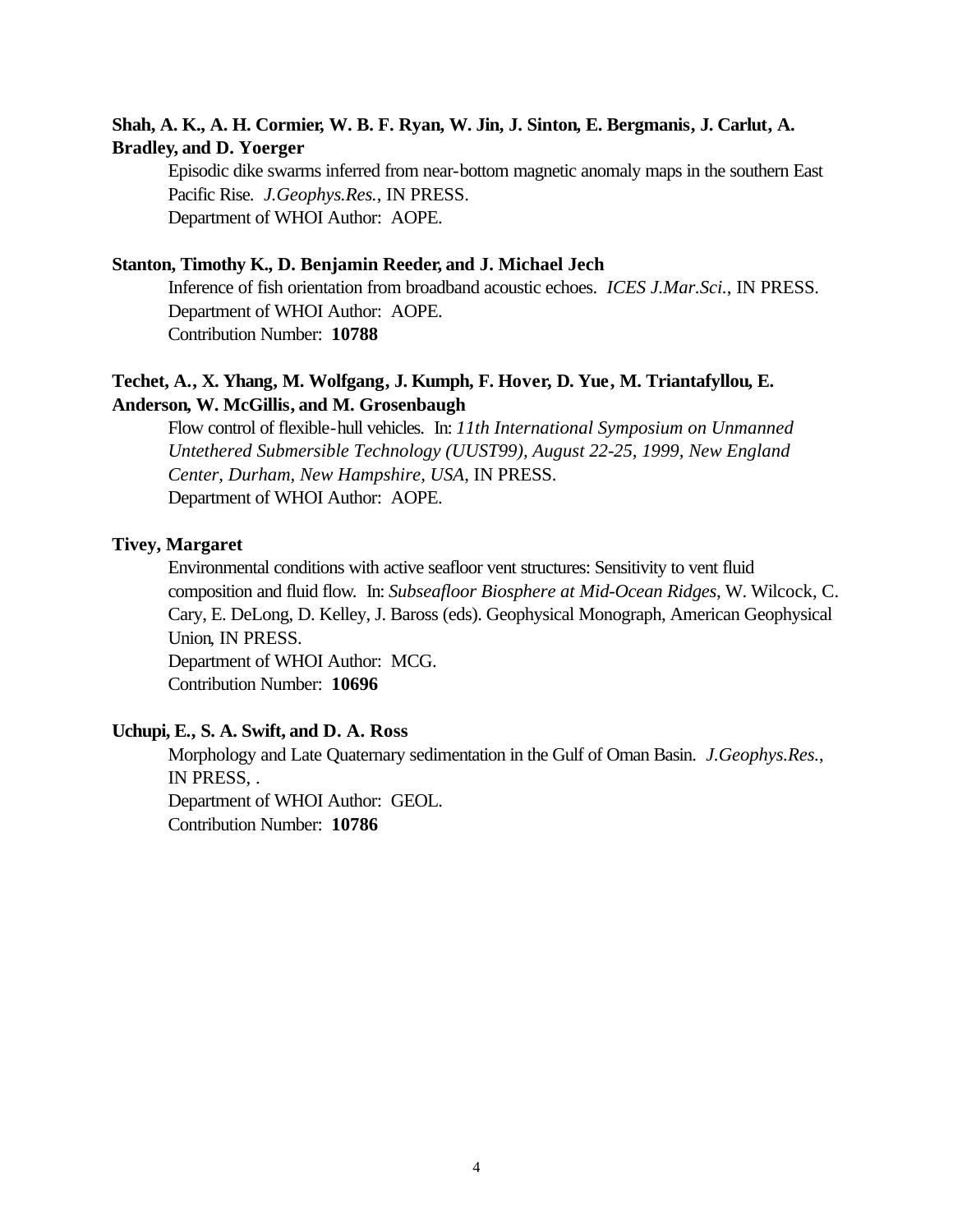**Shah, A. K., A. H. Cormier, W. B. F. Ryan, W. Jin, J. Sinton, E. Bergmanis, J. Carlut, A. Bradley, and D. Yoerger**

Episodic dike swarms inferred from near-bottom magnetic anomaly maps in the southern East Pacific Rise. *J.Geophys.Res.*, IN PRESS.
Department of WHOI Author: AOPE.

**Stanton, Timothy K., D. Benjamin Reeder, and J. Michael Jech**

Inference of fish orientation from broadband acoustic echoes. *ICES J.Mar.Sci.*, IN PRESS.
Department of WHOI Author: AOPE.
Contribution Number: **10788**

**Techet, A., X. Yhang, M. Wolfgang, J. Kumph, F. Hover, D. Yue, M. Triantafyllou, E. Anderson, W. McGillis, and M. Grosenbaugh**

Flow control of flexible-hull vehicles. In: *11th International Symposium on Unmanned Untethered Submersible Technology (UUST99), August 22-25, 1999, New England Center, Durham, New Hampshire, USA*, IN PRESS.
Department of WHOI Author: AOPE.

**Tivey, Margaret**

Environmental conditions with active seafloor vent structures: Sensitivity to vent fluid composition and fluid flow. In: *Subseafloor Biosphere at Mid-Ocean Ridges*, W. Wilcock, C. Cary, E. DeLong, D. Kelley, J. Baross (eds). Geophysical Monograph, American Geophysical Union, IN PRESS.
Department of WHOI Author: MCG.
Contribution Number: **10696**

**Uchupi, E., S. A. Swift, and D. A. Ross**

Morphology and Late Quaternary sedimentation in the Gulf of Oman Basin. *J.Geophys.Res.*, IN PRESS, .
Department of WHOI Author: GEOL.
Contribution Number: **10786**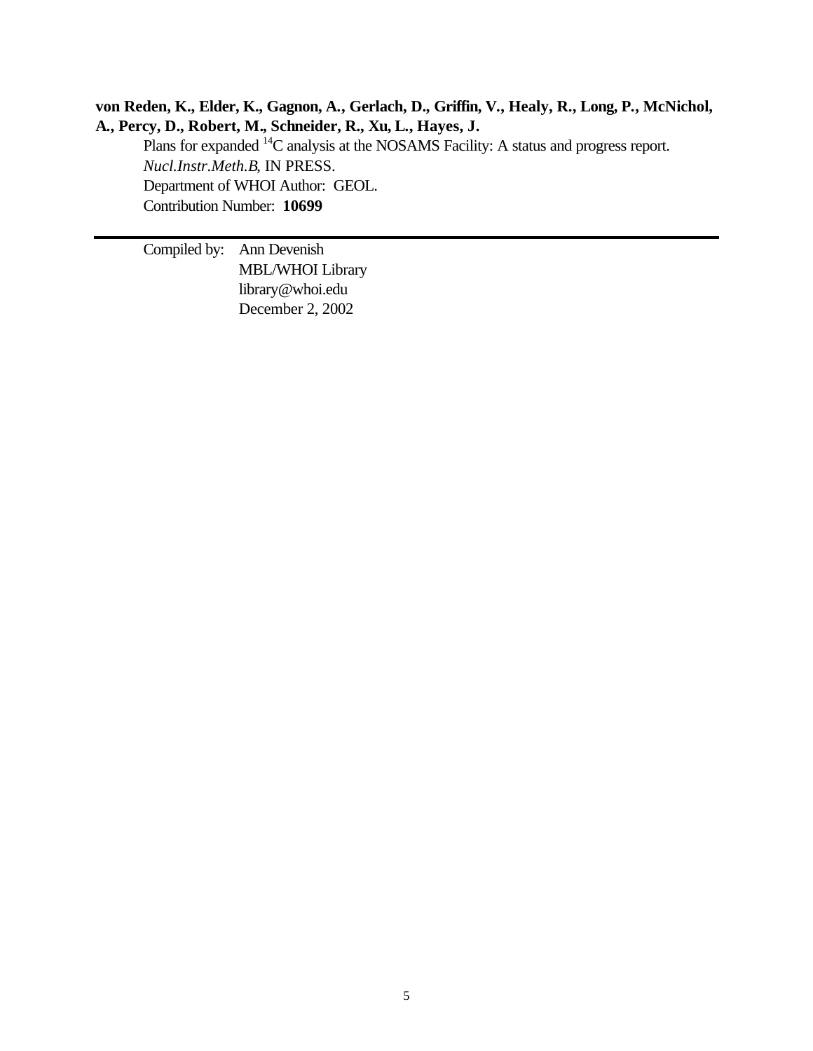**von Reden, K., Elder, K., Gagnon, A., Gerlach, D., Griffin, V., Healy, R., Long, P., McNichol, A., Percy, D., Robert, M., Schneider, R., Xu, L., Hayes, J.**

Plans for expanded $^{14}C$ analysis at the NOSAMS Facility: A status and progress report.
*Nucl.Instr.Meth.B*, IN PRESS.
Department of WHOI Author: GEOL.
Contribution Number: **10699**

---

Compiled by: Ann Devenish
MBL/WHOI Library
library@whoi.edu
December 2, 2002